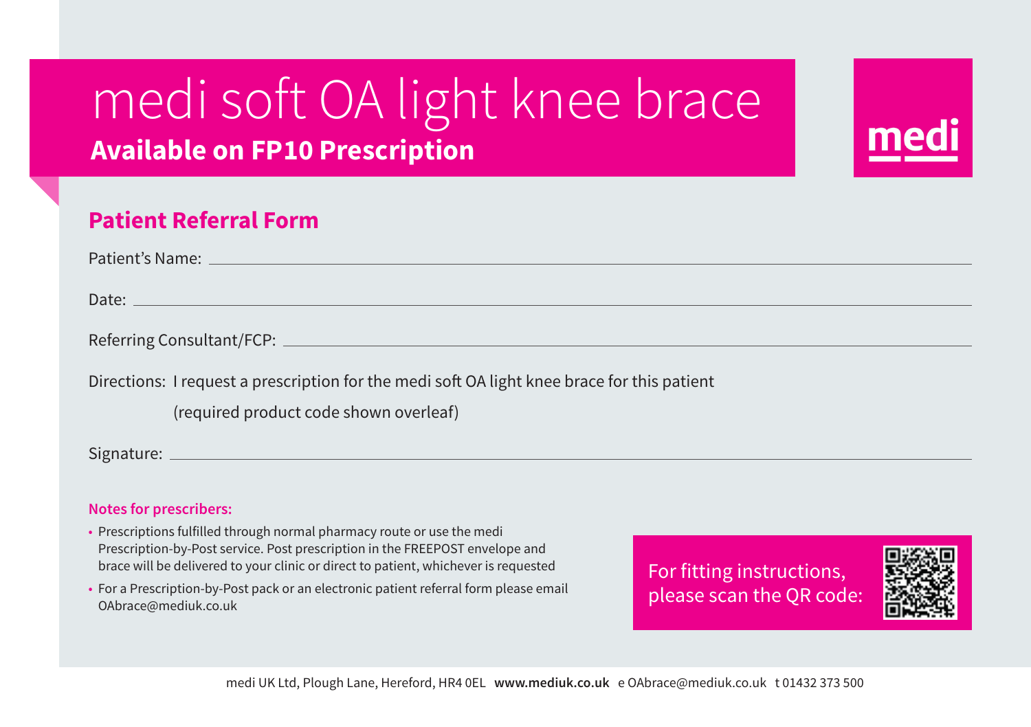# medi soft OA light knee brace

**Available on FP10 Prescription**

medi

## Patient Referral Form

Patient's Name: \_\_\_\_\_\_\_\_\_\_\_\_\_\_\_\_\_\_\_\_\_\_\_\_\_\_\_\_\_\_\_\_

Date: \_\_\_\_\_\_\_\_\_\_\_\_\_\_\_\_\_\_\_\_\_\_\_\_\_\_\_\_\_\_\_\_

Referring Consultant/FCP: \_\_\_\_\_\_\_\_\_\_\_\_\_\_\_\_\_\_\_\_\_\_\_\_\_\_\_\_\_\_\_\_

Directions: I request a prescription for the medi soft OA light knee brace for this patient
(required product code shown overleaf)

Signature: \_\_\_\_\_\_\_\_\_\_\_\_\_\_\_\_\_\_\_\_\_\_\_\_\_\_\_\_\_\_\_\_

**Notes for prescribers:**

- Prescriptions fulfilled through normal pharmacy route or use the medi Prescription-by-Post service. Post prescription in the FREEPOST envelope and brace will be delivered to your clinic or direct to patient, whichever is requested
- For a Prescription-by-Post pack or an electronic patient referral form please email OAbrace@mediuk.co.uk

For fitting instructions, please scan the QR code:

medi UK Ltd, Plough Lane, Hereford, HR4 0EL **www.mediuk.co.uk** e OAbrace@mediuk.co.uk t 01432 373 500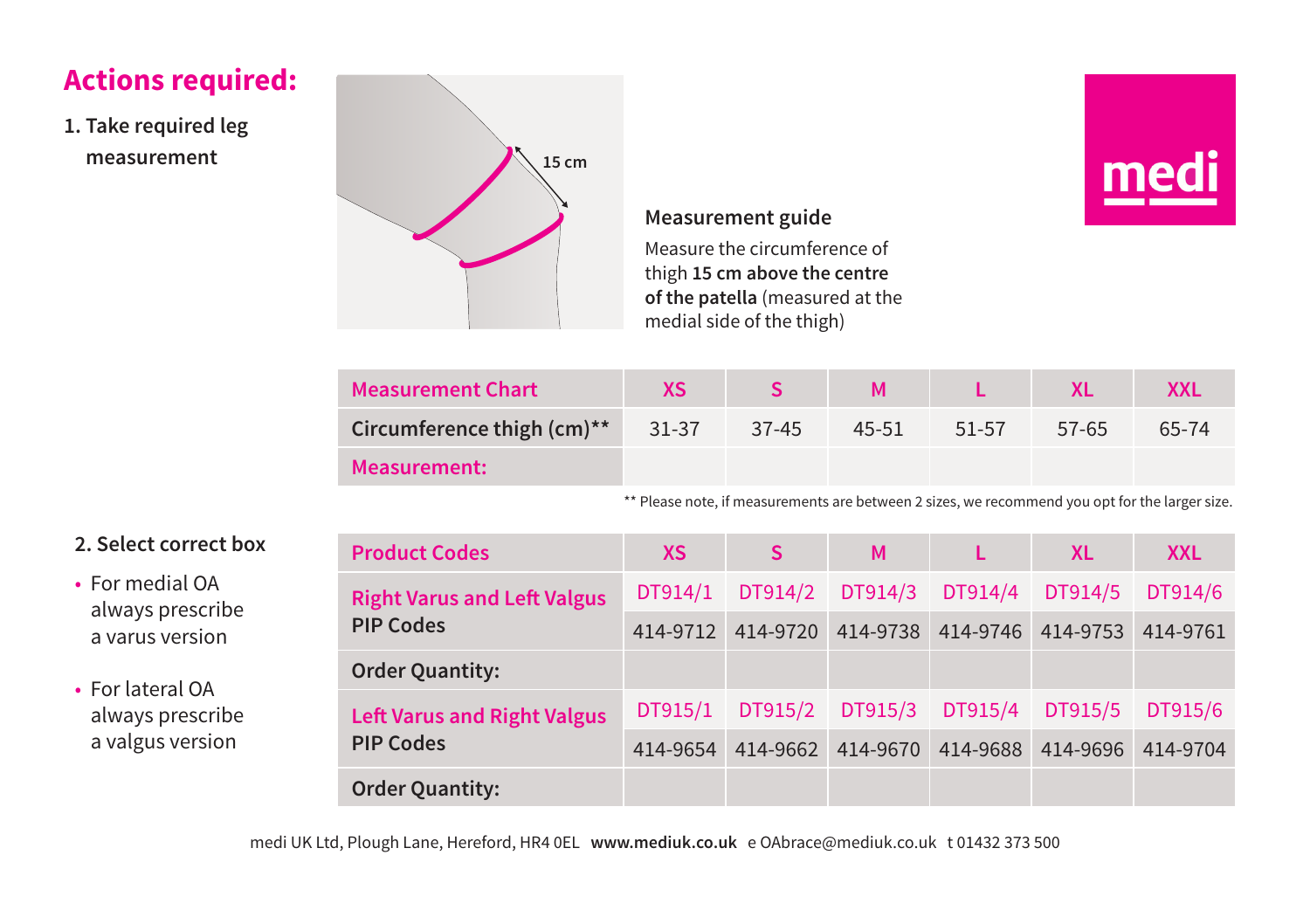## Actions required:

**1. Take required leg measurement**

15 cm

**Measurement guide**

Measure the circumference of thigh **15 cm above the centre of the patella** (measured at the medial side of the thigh)

medi

| Measurement Chart | XS | S | M | L | XL | XXL |
|---|---|---|---|---|---|---|
| Circumference thigh (cm)** | 31-37 | 37-45 | 45-51 | 51-57 | 57-65 | 65-74 |
| Measurement: | | | | | | |

** Please note, if measurements are between 2 sizes, we recommend you opt for the larger size.

**2. Select correct box**

- For medial OA always prescribe a varus version
- For lateral OA always prescribe a valgus version

| Product Codes | XS | S | M | L | XL | XXL |
|---|---|---|---|---|---|---|
| Right Varus and Left Valgus | DT914/1 | DT914/2 | DT914/3 | DT914/4 | DT914/5 | DT914/6 |
| PIP Codes | 414-9712 | 414-9720 | 414-9738 | 414-9746 | 414-9753 | 414-9761 |
| Order Quantity: | | | | | | |
| Left Varus and Right Valgus | DT915/1 | DT915/2 | DT915/3 | DT915/4 | DT915/5 | DT915/6 |
| PIP Codes | 414-9654 | 414-9662 | 414-9670 | 414-9688 | 414-9696 | 414-9704 |
| Order Quantity: | | | | | | |

medi UK Ltd, Plough Lane, Hereford, HR4 0EL **www.mediuk.co.uk** e OAbrace@mediuk.co.uk t 01432 373 500